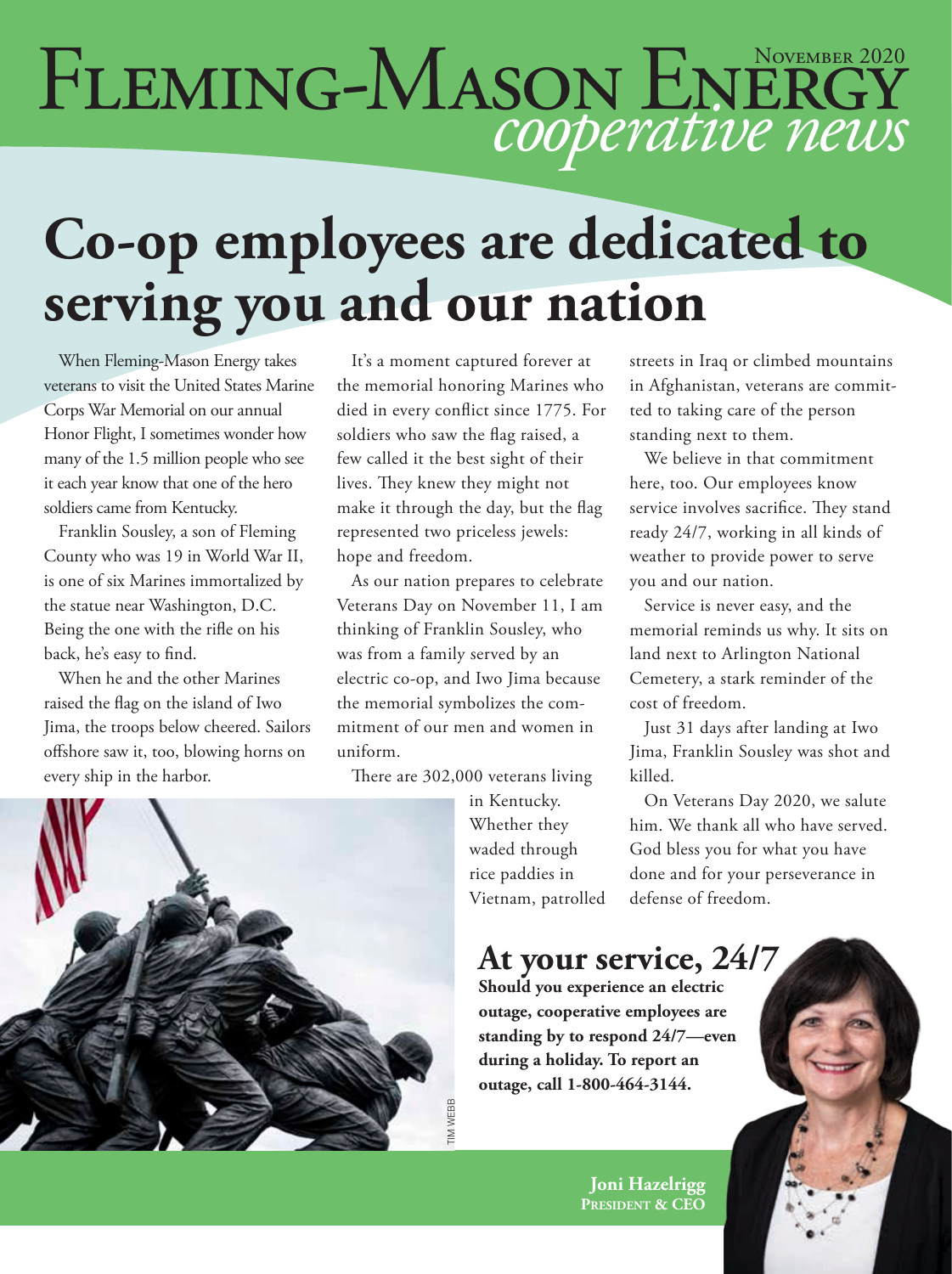# Fleming-Mason Energy *cooperative news*

November 2020

# Co-op employees are dedicated to serving you and our nation

When Fleming-Mason Energy takes veterans to visit the United States Marine Corps War Memorial on our annual Honor Flight, I sometimes wonder how many of the 1.5 million people who see it each year know that one of the hero soldiers came from Kentucky.

Franklin Sousley, a son of Fleming County who was 19 in World War II, is one of six Marines immortalized by the statue near Washington, D.C. Being the one with the rifle on his back, he's easy to find.

When he and the other Marines raised the flag on the island of Iwo Jima, the troops below cheered. Sailors offshore saw it, too, blowing horns on every ship in the harbor.

It's a moment captured forever at the memorial honoring Marines who died in every conflict since 1775. For soldiers who saw the flag raised, a few called it the best sight of their lives. They knew they might not make it through the day, but the flag represented two priceless jewels: hope and freedom.

As our nation prepares to celebrate Veterans Day on November 11, I am thinking of Franklin Sousley, who was from a family served by an electric co-op, and Iwo Jima because the memorial symbolizes the commitment of our men and women in uniform.

There are 302,000 veterans living in Kentucky. Whether they waded through rice paddies in Vietnam, patrolled streets in Iraq or climbed mountains in Afghanistan, veterans are committed to taking care of the person standing next to them.

We believe in that commitment here, too. Our employees know service involves sacrifice. They stand ready 24/7, working in all kinds of weather to provide power to serve you and our nation.

Service is never easy, and the memorial reminds us why. It sits on land next to Arlington National Cemetery, a stark reminder of the cost of freedom.

Just 31 days after landing at Iwo Jima, Franklin Sousley was shot and killed.

On Veterans Day 2020, we salute him. We thank all who have served. God bless you for what you have done and for your perseverance in defense of freedom.

TIM WEBB

## At your service, 24/7

**Should you experience an electric outage, cooperative employees are standing by to respond 24/7—even during a holiday. To report an outage, call 1-800-464-3144.**

**Joni Hazelrigg**
**President & CEO**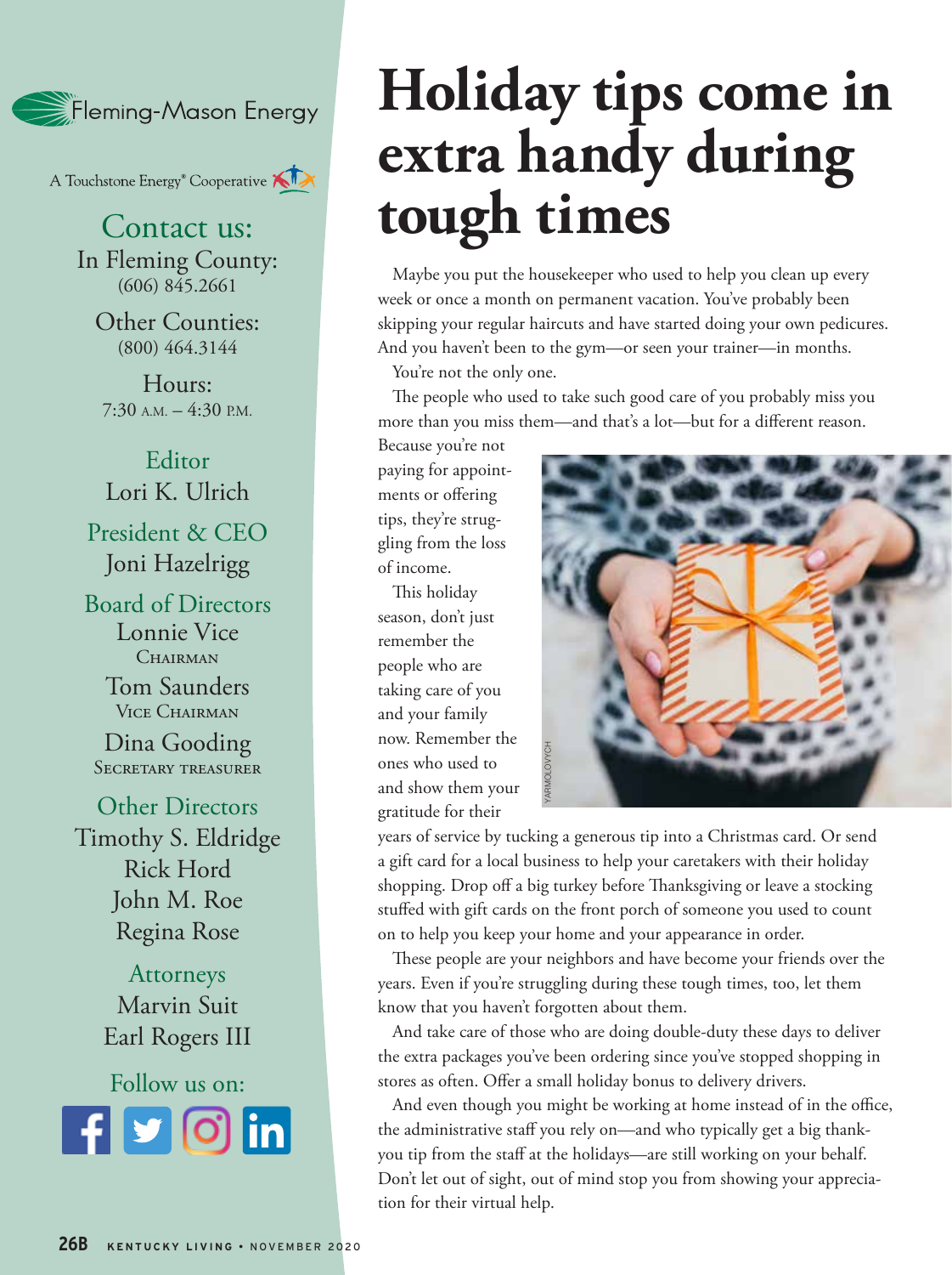Fleming-Mason Energy

A Touchstone Energy® Cooperative

## Contact us:

In Fleming County:
(606) 845.2661

Other Counties:
(800) 464.3144

Hours:
7:30 A.M. – 4:30 P.M.

**Editor**
Lori K. Ulrich

**President & CEO**
Joni Hazelrigg

**Board of Directors**
Lonnie Vice
CHAIRMAN

Tom Saunders
VICE CHAIRMAN

Dina Gooding
SECRETARY TREASURER

**Other Directors**
Timothy S. Eldridge
Rick Hord
John M. Roe
Regina Rose

**Attorneys**
Marvin Suit
Earl Rogers III

Follow us on:

# Holiday tips come in extra handy during tough times

Maybe you put the housekeeper who used to help you clean up every week or once a month on permanent vacation. You've probably been skipping your regular haircuts and have started doing your own pedicures. And you haven't been to the gym—or seen your trainer—in months.

You're not the only one.

The people who used to take such good care of you probably miss you more than you miss them—and that's a lot—but for a different reason. Because you're not paying for appointments or offering tips, they're struggling from the loss of income.

This holiday season, don't just remember the people who are taking care of you and your family now. Remember the ones who used to and show them your gratitude for their years of service by tucking a generous tip into a Christmas card. Or send a gift card for a local business to help your caretakers with their holiday shopping. Drop off a big turkey before Thanksgiving or leave a stocking stuffed with gift cards on the front porch of someone you used to count on to help you keep your home and your appearance in order.

These people are your neighbors and have become your friends over the years. Even if you're struggling during these tough times, too, let them know that you haven't forgotten about them.

And take care of those who are doing double-duty these days to deliver the extra packages you've been ordering since you've stopped shopping in stores as often. Offer a small holiday bonus to delivery drivers.

And even though you might be working at home instead of in the office, the administrative staff you rely on—and who typically get a big thank-you tip from the staff at the holidays—are still working on your behalf. Don't let out of sight, out of mind stop you from showing your appreciation for their virtual help.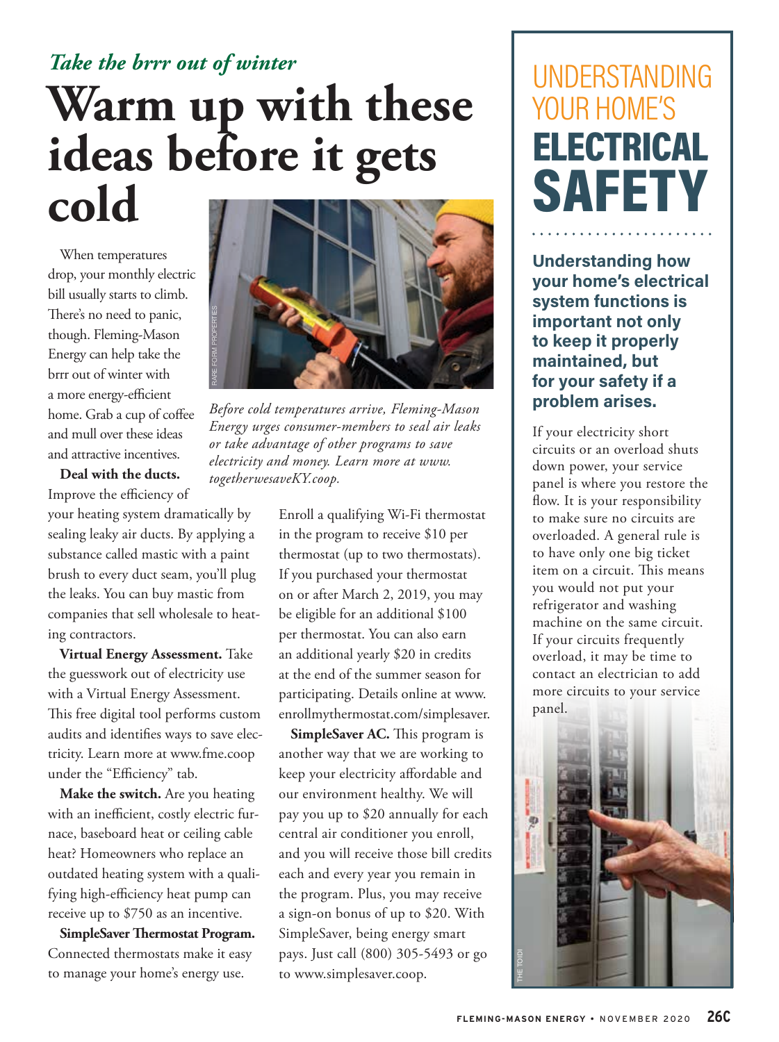*Take the brrr out of winter*

# Warm up with these ideas before it gets cold

When temperatures drop, your monthly electric bill usually starts to climb. There's no need to panic, though. Fleming-Mason Energy can help take the brrr out of winter with a more energy-efficient home. Grab a cup of coffee and mull over these ideas and attractive incentives.

*Before cold temperatures arrive, Fleming-Mason Energy urges consumer-members to seal air leaks or take advantage of other programs to save electricity and money. Learn more at www.togetherwesaveKY.coop.*

**Deal with the ducts.** Improve the efficiency of your heating system dramatically by sealing leaky air ducts. By applying a substance called mastic with a paint brush to every duct seam, you'll plug the leaks. You can buy mastic from companies that sell wholesale to heating contractors.

**Virtual Energy Assessment.** Take the guesswork out of electricity use with a Virtual Energy Assessment. This free digital tool performs custom audits and identifies ways to save electricity. Learn more at www.fme.coop under the "Efficiency" tab.

**Make the switch.** Are you heating with an inefficient, costly electric furnace, baseboard heat or ceiling cable heat? Homeowners who replace an outdated heating system with a qualifying high-efficiency heat pump can receive up to $750 as an incentive.

**SimpleSaver Thermostat Program.** Connected thermostats make it easy to manage your home's energy use. Enroll a qualifying Wi-Fi thermostat in the program to receive $10 per thermostat (up to two thermostats). If you purchased your thermostat on or after March 2, 2019, you may be eligible for an additional $100 per thermostat. You can also earn an additional yearly $20 in credits at the end of the summer season for participating. Details online at www.enrollmythermostat.com/simplesaver.

**SimpleSaver AC.** This program is another way that we are working to keep your electricity affordable and our environment healthy. We will pay you up to $20 annually for each central air conditioner you enroll, and you will receive those bill credits each and every year you remain in the program. Plus, you may receive a sign-on bonus of up to $20. With SimpleSaver, being energy smart pays. Just call (800) 305-5493 or go to www.simplesaver.coop.

## UNDERSTANDING YOUR HOME'S ELECTRICAL SAFETY

**Understanding how your home's electrical system functions is important not only to keep it properly maintained, but for your safety if a problem arises.**

If your electricity short circuits or an overload shuts down power, your service panel is where you restore the flow. It is your responsibility to make sure no circuits are overloaded. A general rule is to have only one big ticket item on a circuit. This means you would not put your refrigerator and washing machine on the same circuit. If your circuits frequently overload, it may be time to contact an electrician to add more circuits to your service panel.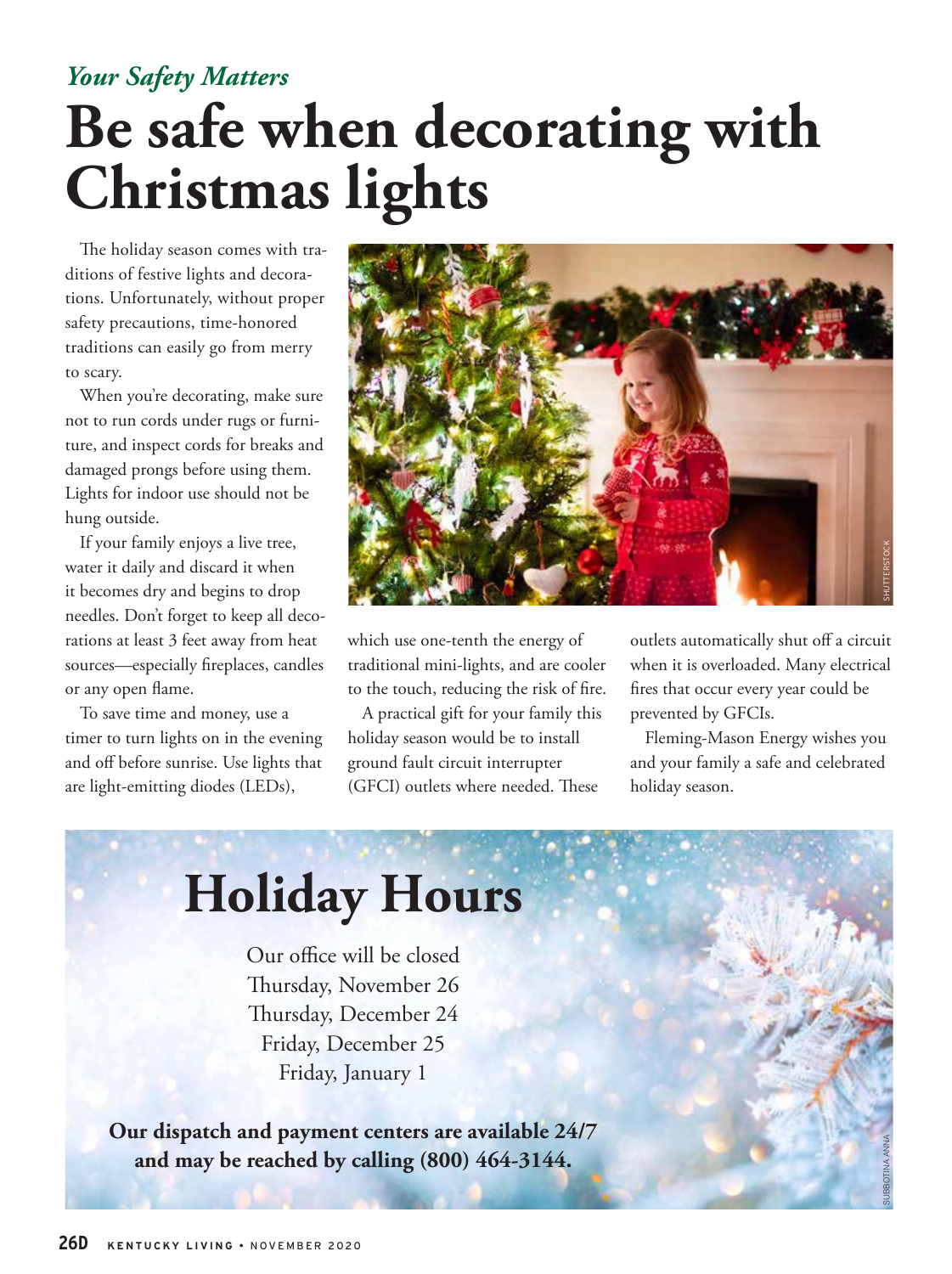*Your Safety Matters*

# Be safe when decorating with Christmas lights

The holiday season comes with traditions of festive lights and decorations. Unfortunately, without proper safety precautions, time-honored traditions can easily go from merry to scary.

When you're decorating, make sure not to run cords under rugs or furniture, and inspect cords for breaks and damaged prongs before using them. Lights for indoor use should not be hung outside.

If your family enjoys a live tree, water it daily and discard it when it becomes dry and begins to drop needles. Don't forget to keep all decorations at least 3 feet away from heat sources—especially fireplaces, candles or any open flame.

To save time and money, use a timer to turn lights on in the evening and off before sunrise. Use lights that are light-emitting diodes (LEDs), which use one-tenth the energy of traditional mini-lights, and are cooler to the touch, reducing the risk of fire.

A practical gift for your family this holiday season would be to install ground fault circuit interrupter (GFCI) outlets where needed. These outlets automatically shut off a circuit when it is overloaded. Many electrical fires that occur every year could be prevented by GFCIs.

Fleming-Mason Energy wishes you and your family a safe and celebrated holiday season.

SHUTTERSTOCK

## Holiday Hours

Our office will be closed
Thursday, November 26
Thursday, December 24
Friday, December 25
Friday, January 1

**Our dispatch and payment centers are available 24/7 and may be reached by calling (800) 464-3144.**

SUBBOTINA ANNA